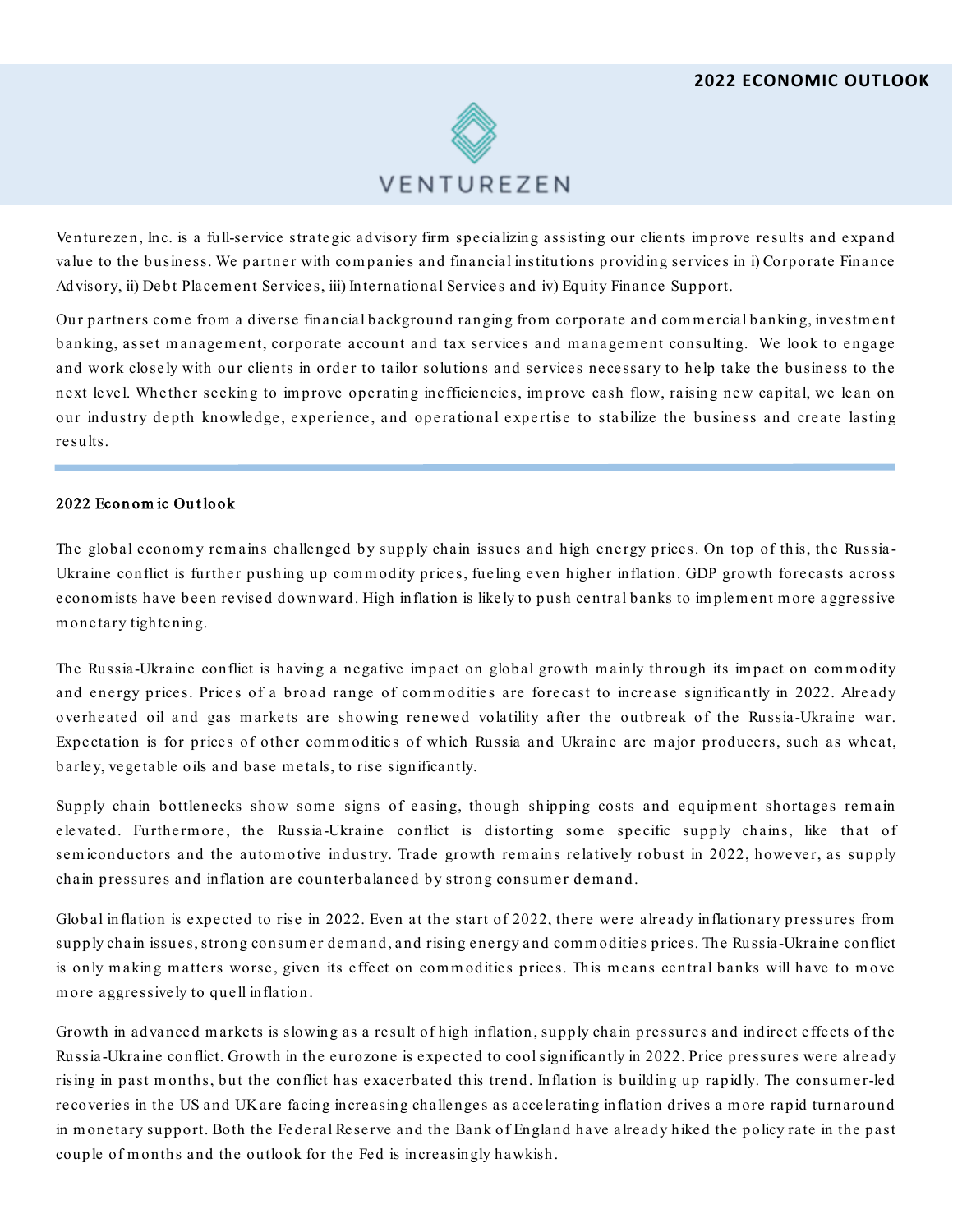# 2022 ECONOMIC OUTLOOK

VENTUREZEN

Venturezen, Inc. is a full-service strategic advisory firm specializing assisting our clients improve results and expand value to the business. We partner with companies and financial institutions providing services in i) Corporate Finance Advisory, ii) Debt Placement Services, iii) International Services and iv) Equity Finance Support.

Our partners come from a diverse financial background ranging from corporate and commercial banking, investment banking, asset management, corporate account and tax services and management consulting. We look to engage and work closely with our clients in order to tailor solutions and services necessary to help take the business to the next level. Whether seeking to improve operating inefficiencies, improve cash flow, raising new capital, we lean on our industry depth knowledge, experience, and operational expertise to stabilize the business and create lasting results.

---

## 2022 Economic Outlook

The global economy remains challenged by supply chain issues and high energy prices. On top of this, the Russia-Ukraine conflict is further pushing up commodity prices, fueling even higher inflation. GDP growth forecasts across economists have been revised downward. High inflation is likely to push central banks to implement more aggressive monetary tightening.

The Russia-Ukraine conflict is having a negative impact on global growth mainly through its impact on commodity and energy prices. Prices of a broad range of commodities are forecast to increase significantly in 2022. Already overheated oil and gas markets are showing renewed volatility after the outbreak of the Russia-Ukraine war. Expectation is for prices of other commodities of which Russia and Ukraine are major producers, such as wheat, barley, vegetable oils and base metals, to rise significantly.

Supply chain bottlenecks show some signs of easing, though shipping costs and equipment shortages remain elevated. Furthermore, the Russia-Ukraine conflict is distorting some specific supply chains, like that of semiconductors and the automotive industry. Trade growth remains relatively robust in 2022, however, as supply chain pressures and inflation are counterbalanced by strong consumer demand.

Global inflation is expected to rise in 2022. Even at the start of 2022, there were already inflationary pressures from supply chain issues, strong consumer demand, and rising energy and commodities prices. The Russia-Ukraine conflict is only making matters worse, given its effect on commodities prices. This means central banks will have to move more aggressively to quell inflation.

Growth in advanced markets is slowing as a result of high inflation, supply chain pressures and indirect effects of the Russia-Ukraine conflict. Growth in the eurozone is expected to cool significantly in 2022. Price pressures were already rising in past months, but the conflict has exacerbated this trend. Inflation is building up rapidly. The consumer-led recoveries in the US and UK are facing increasing challenges as accelerating inflation drives a more rapid turnaround in monetary support. Both the Federal Reserve and the Bank of England have already hiked the policy rate in the past couple of months and the outlook for the Fed is increasingly hawkish.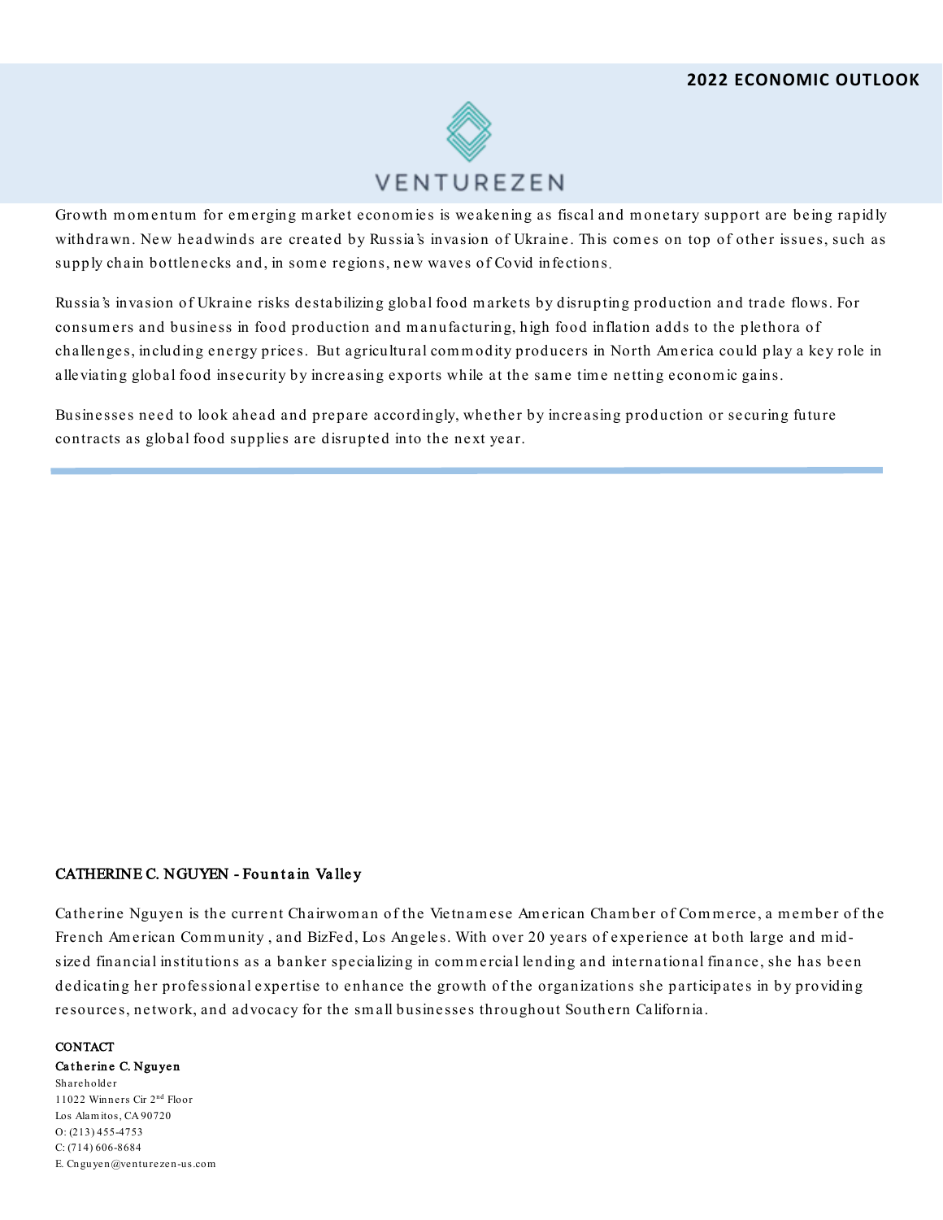## 2022 ECONOMIC OUTLOOK

VENTUREZEN

Growth momentum for emerging market economies is weakening as fiscal and monetary support are being rapidly withdrawn. New headwinds are created by Russia's invasion of Ukraine. This comes on top of other issues, such as supply chain bottlenecks and, in some regions, new waves of Covid infections.

Russia's invasion of Ukraine risks destabilizing global food markets by disrupting production and trade flows. For consumers and business in food production and manufacturing, high food inflation adds to the plethora of challenges, including energy prices. But agricultural commodity producers in North America could play a key role in alleviating global food insecurity by increasing exports while at the same time netting economic gains.

Businesses need to look ahead and prepare accordingly, whether by increasing production or securing future contracts as global food supplies are disrupted into the next year.

---

**CATHERINE C. NGUYEN - Fountain Valley**

Catherine Nguyen is the current Chairwoman of the Vietnamese American Chamber of Commerce, a member of the French American Community , and BizFed, Los Angeles. With over 20 years of experience at both large and mid-sized financial institutions as a banker specializing in commercial lending and international finance, she has been dedicating her professional expertise to enhance the growth of the organizations she participates in by providing resources, network, and advocacy for the small businesses throughout Southern California.

**CONTACT**

**Catherine C. Nguyen**
Shareholder
11022 Winners Cir 2nd Floor
Los Alamitos, CA 90720
O: (213) 455-4753
C: (714) 606-8684
E. Cnguyen@venturezen-us.com